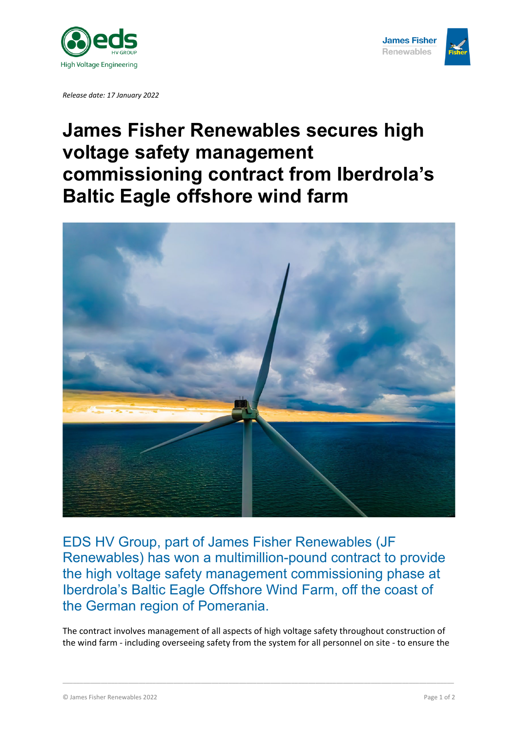*Release date: 17 January 2022*

# James Fisher Renewables secures high voltage safety management commissioning contract from Iberdrola's Baltic Eagle offshore wind farm

EDS HV Group, part of James Fisher Renewables (JF Renewables) has won a multimillion-pound contract to provide the high voltage safety management commissioning phase at Iberdrola's Baltic Eagle Offshore Wind Farm, off the coast of the German region of Pomerania.

The contract involves management of all aspects of high voltage safety throughout construction of the wind farm - including overseeing safety from the system for all personnel on site - to ensure the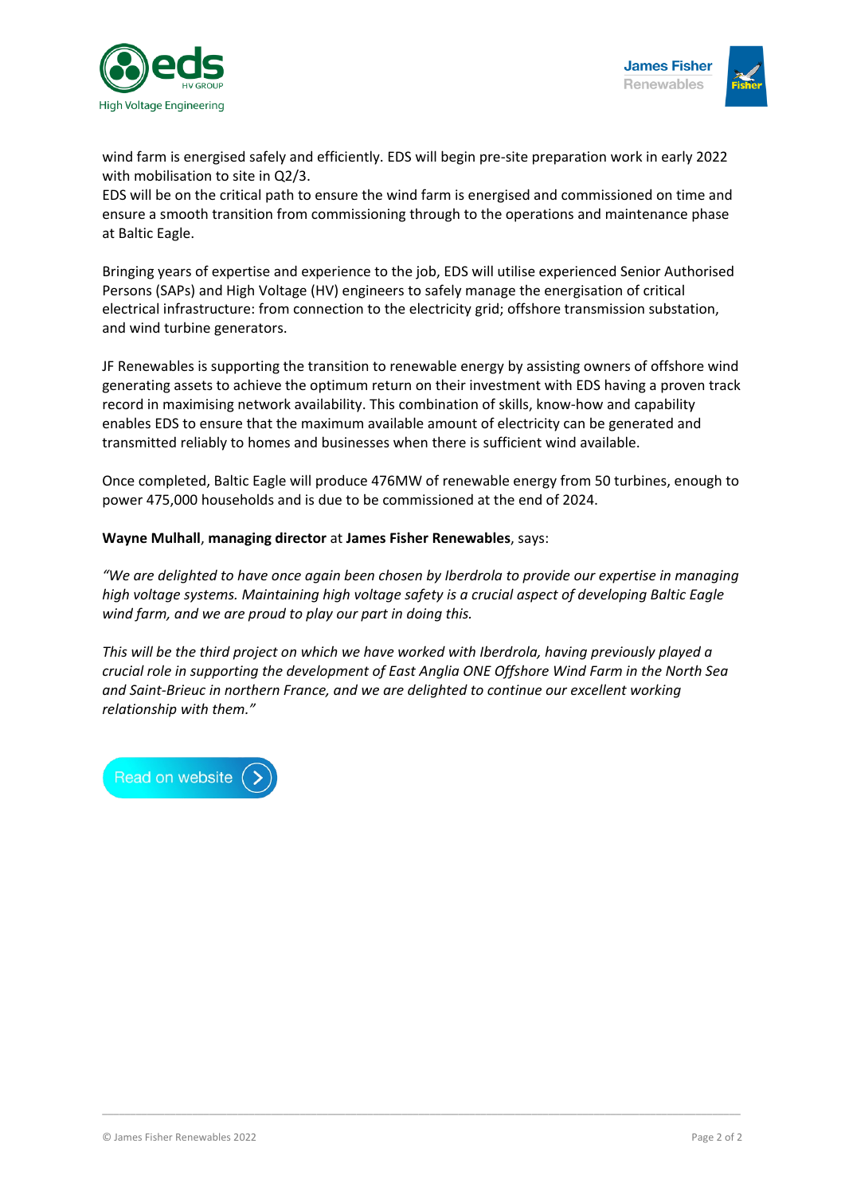wind farm is energised safely and efficiently. EDS will begin pre-site preparation work in early 2022 with mobilisation to site in Q2/3.
EDS will be on the critical path to ensure the wind farm is energised and commissioned on time and ensure a smooth transition from commissioning through to the operations and maintenance phase at Baltic Eagle.

Bringing years of expertise and experience to the job, EDS will utilise experienced Senior Authorised Persons (SAPs) and High Voltage (HV) engineers to safely manage the energisation of critical electrical infrastructure: from connection to the electricity grid; offshore transmission substation, and wind turbine generators.

JF Renewables is supporting the transition to renewable energy by assisting owners of offshore wind generating assets to achieve the optimum return on their investment with EDS having a proven track record in maximising network availability. This combination of skills, know-how and capability enables EDS to ensure that the maximum available amount of electricity can be generated and transmitted reliably to homes and businesses when there is sufficient wind available.

Once completed, Baltic Eagle will produce 476MW of renewable energy from 50 turbines, enough to power 475,000 households and is due to be commissioned at the end of 2024.

**Wayne Mulhall**, **managing director** at **James Fisher Renewables**, says:

*"We are delighted to have once again been chosen by Iberdrola to provide our expertise in managing high voltage systems. Maintaining high voltage safety is a crucial aspect of developing Baltic Eagle wind farm, and we are proud to play our part in doing this.*

*This will be the third project on which we have worked with Iberdrola, having previously played a crucial role in supporting the development of East Anglia ONE Offshore Wind Farm in the North Sea and Saint-Brieuc in northern France, and we are delighted to continue our excellent working relationship with them."*

Read on website

© James Fisher Renewables 2022